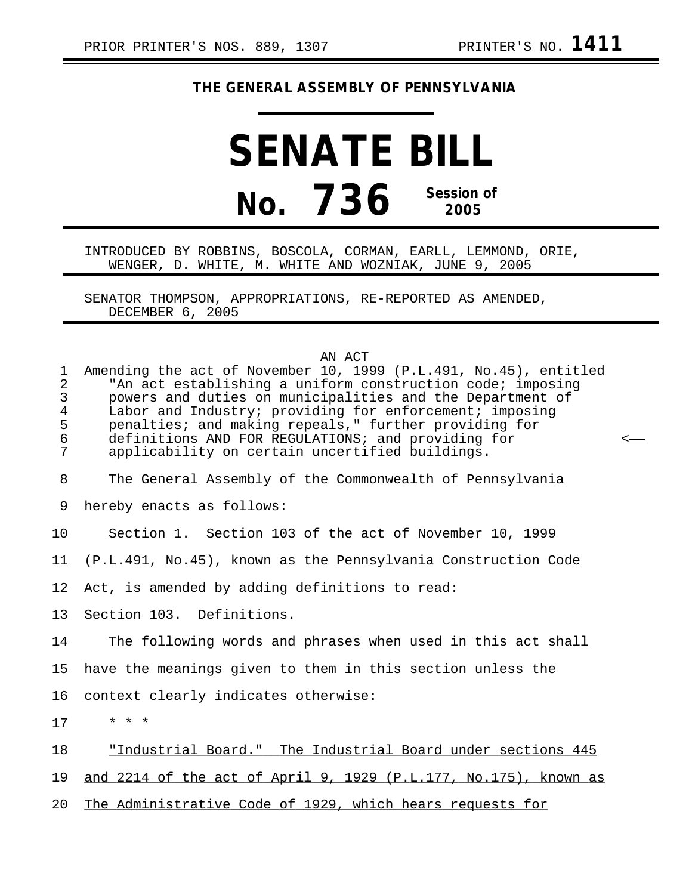PRIOR PRINTER'S NOS. 889, 1307 PRINTER'S NO. **1411**

**THE GENERAL ASSEMBLY OF PENNSYLVANIA**

# SENATE BILL

# No. 736 Session of 2005

INTRODUCED BY ROBBINS, BOSCOLA, CORMAN, EARLL, LEMMOND, ORIE, WENGER, D. WHITE, M. WHITE AND WOZNIAK, JUNE 9, 2005

SENATOR THOMPSON, APPROPRIATIONS, RE-REPORTED AS AMENDED, DECEMBER 6, 2005

AN ACT

Amending the act of November 10, 1999 (P.L.491, No.45), entitled "An act establishing a uniform construction code; imposing powers and duties on municipalities and the Department of Labor and Industry; providing for enforcement; imposing penalties; and making repeals," further providing for definitions AND FOR REGULATIONS; and providing for applicability on certain uncertified buildings.

The General Assembly of the Commonwealth of Pennsylvania hereby enacts as follows:

Section 1. Section 103 of the act of November 10, 1999 (P.L.491, No.45), known as the Pennsylvania Construction Code Act, is amended by adding definitions to read:

Section 103. Definitions.

The following words and phrases when used in this act shall have the meanings given to them in this section unless the context clearly indicates otherwise:

\* \* \*

"Industrial Board." The Industrial Board under sections 445 and 2214 of the act of April 9, 1929 (P.L.177, No.175), known as The Administrative Code of 1929, which hears requests for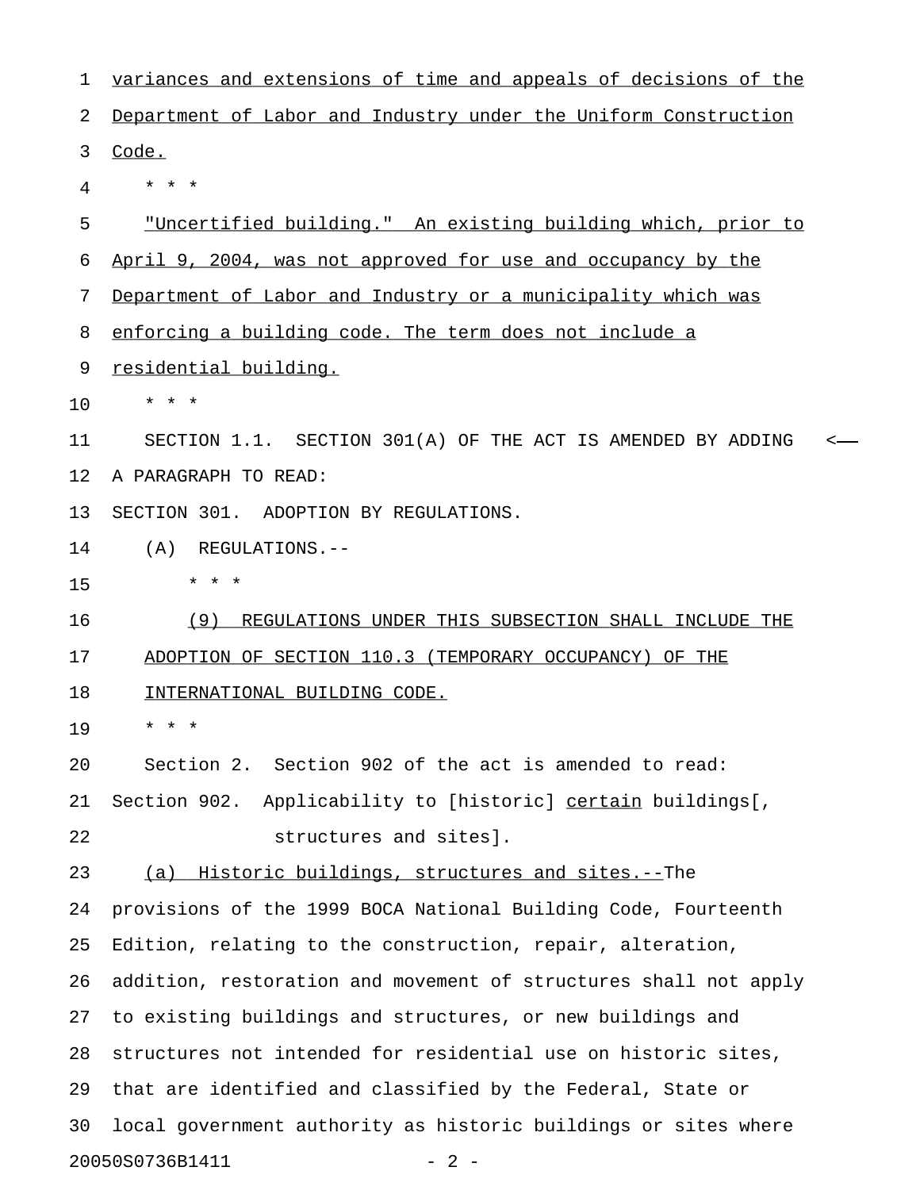variances and extensions of time and appeals of decisions of the Department of Labor and Industry under the Uniform Construction Code.

\* \* \*

"Uncertified building." An existing building which, prior to April 9, 2004, was not approved for use and occupancy by the Department of Labor and Industry or a municipality which was enforcing a building code. The term does not include a residential building.

\* \* \*

SECTION 1.1. SECTION 301(A) OF THE ACT IS AMENDED BY ADDING A PARAGRAPH TO READ:

SECTION 301. ADOPTION BY REGULATIONS.

(A) REGULATIONS.--

\* \* \*

(9) REGULATIONS UNDER THIS SUBSECTION SHALL INCLUDE THE ADOPTION OF SECTION 110.3 (TEMPORARY OCCUPANCY) OF THE INTERNATIONAL BUILDING CODE.

\* \* \*

Section 2. Section 902 of the act is amended to read:

Section 902. Applicability to [historic] certain buildings[, structures and sites].

(a) Historic buildings, structures and sites.--The provisions of the 1999 BOCA National Building Code, Fourteenth Edition, relating to the construction, repair, alteration, addition, restoration and movement of structures shall not apply to existing buildings and structures, or new buildings and structures not intended for residential use on historic sites, that are identified and classified by the Federal, State or local government authority as historic buildings or sites where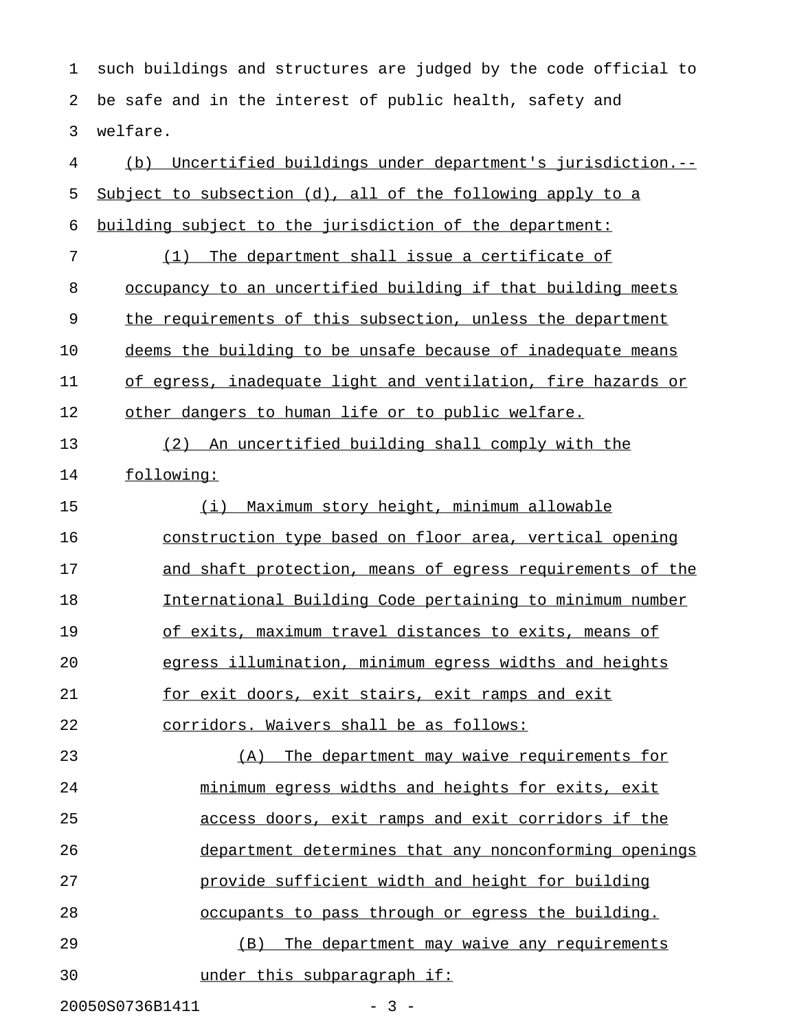such buildings and structures are judged by the code official to be safe and in the interest of public health, safety and welfare.

(b) Uncertified buildings under department's jurisdiction.--Subject to subsection (d), all of the following apply to a building subject to the jurisdiction of the department:

(1) The department shall issue a certificate of occupancy to an uncertified building if that building meets the requirements of this subsection, unless the department deems the building to be unsafe because of inadequate means of egress, inadequate light and ventilation, fire hazards or other dangers to human life or to public welfare.

(2) An uncertified building shall comply with the following:

(i) Maximum story height, minimum allowable construction type based on floor area, vertical opening and shaft protection, means of egress requirements of the International Building Code pertaining to minimum number of exits, maximum travel distances to exits, means of egress illumination, minimum egress widths and heights for exit doors, exit stairs, exit ramps and exit corridors. Waivers shall be as follows:

(A) The department may waive requirements for minimum egress widths and heights for exits, exit access doors, exit ramps and exit corridors if the department determines that any nonconforming openings provide sufficient width and height for building occupants to pass through or egress the building.

(B) The department may waive any requirements under this subparagraph if: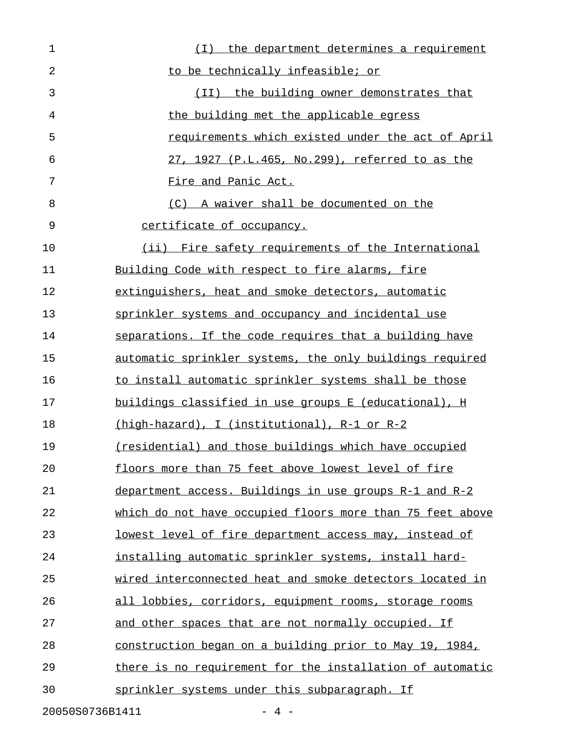(I) the department determines a requirement to be technically infeasible; or

(II) the building owner demonstrates that the building met the applicable egress requirements which existed under the act of April 27, 1927 (P.L.465, No.299), referred to as the Fire and Panic Act.

(C) A waiver shall be documented on the certificate of occupancy.

(ii) Fire safety requirements of the International Building Code with respect to fire alarms, fire extinguishers, heat and smoke detectors, automatic sprinkler systems and occupancy and incidental use separations. If the code requires that a building have automatic sprinkler systems, the only buildings required to install automatic sprinkler systems shall be those buildings classified in use groups E (educational), H (high-hazard), I (institutional), R-1 or R-2 (residential) and those buildings which have occupied floors more than 75 feet above lowest level of fire department access. Buildings in use groups R-1 and R-2 which do not have occupied floors more than 75 feet above lowest level of fire department access may, instead of installing automatic sprinkler systems, install hard-wired interconnected heat and smoke detectors located in all lobbies, corridors, equipment rooms, storage rooms and other spaces that are not normally occupied. If construction began on a building prior to May 19, 1984, there is no requirement for the installation of automatic sprinkler systems under this subparagraph. If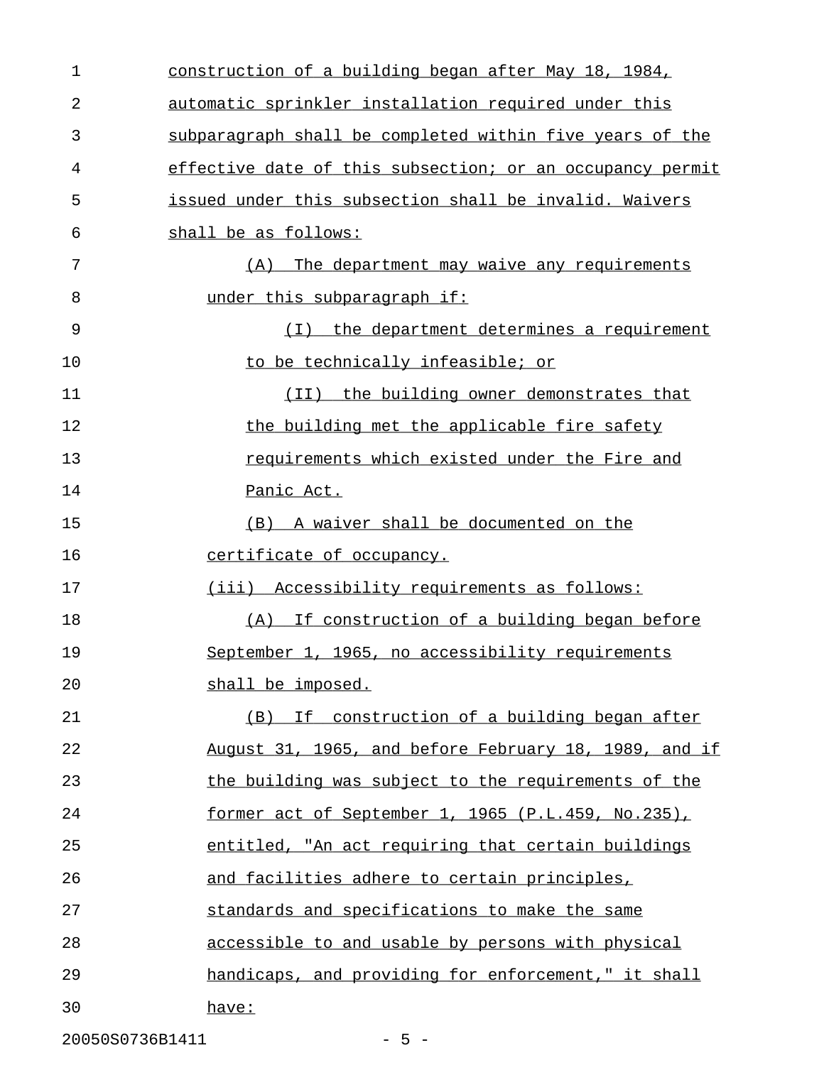construction of a building began after May 18, 1984, automatic sprinkler installation required under this subparagraph shall be completed within five years of the effective date of this subsection; or an occupancy permit issued under this subsection shall be invalid. Waivers shall be as follows:

(A) The department may waive any requirements under this subparagraph if:

(I) the department determines a requirement to be technically infeasible; or

(II) the building owner demonstrates that the building met the applicable fire safety requirements which existed under the Fire and Panic Act.

(B) A waiver shall be documented on the certificate of occupancy.

(iii) Accessibility requirements as follows:

(A) If construction of a building began before September 1, 1965, no accessibility requirements shall be imposed.

(B) If construction of a building began after August 31, 1965, and before February 18, 1989, and if the building was subject to the requirements of the former act of September 1, 1965 (P.L.459, No.235), entitled, "An act requiring that certain buildings and facilities adhere to certain principles, standards and specifications to make the same accessible to and usable by persons with physical handicaps, and providing for enforcement," it shall have: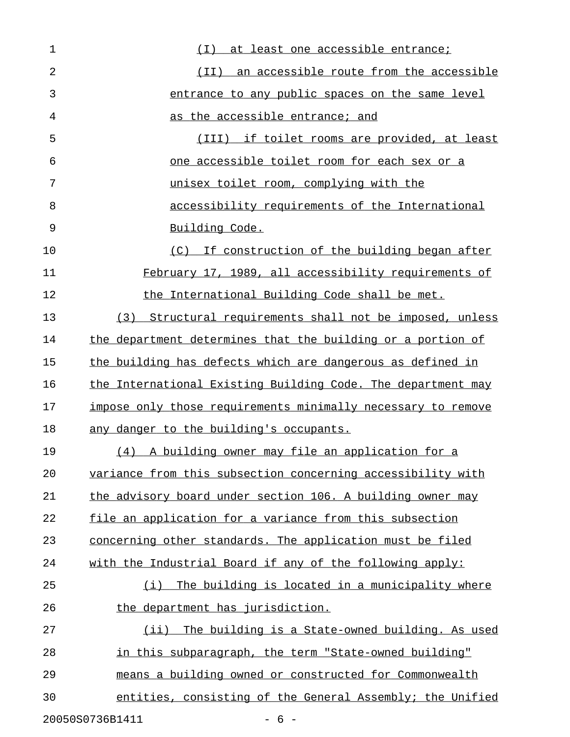(I) at least one accessible entrance;

(II) an accessible route from the accessible entrance to any public spaces on the same level as the accessible entrance; and

(III) if toilet rooms are provided, at least one accessible toilet room for each sex or a unisex toilet room, complying with the accessibility requirements of the International Building Code.

(C) If construction of the building began after February 17, 1989, all accessibility requirements of the International Building Code shall be met.

(3) Structural requirements shall not be imposed, unless the department determines that the building or a portion of the building has defects which are dangerous as defined in the International Existing Building Code. The department may impose only those requirements minimally necessary to remove any danger to the building's occupants.

(4) A building owner may file an application for a variance from this subsection concerning accessibility with the advisory board under section 106. A building owner may file an application for a variance from this subsection concerning other standards. The application must be filed with the Industrial Board if any of the following apply:

(i) The building is located in a municipality where the department has jurisdiction.

(ii) The building is a State-owned building. As used in this subparagraph, the term "State-owned building" means a building owned or constructed for Commonwealth entities, consisting of the General Assembly; the Unified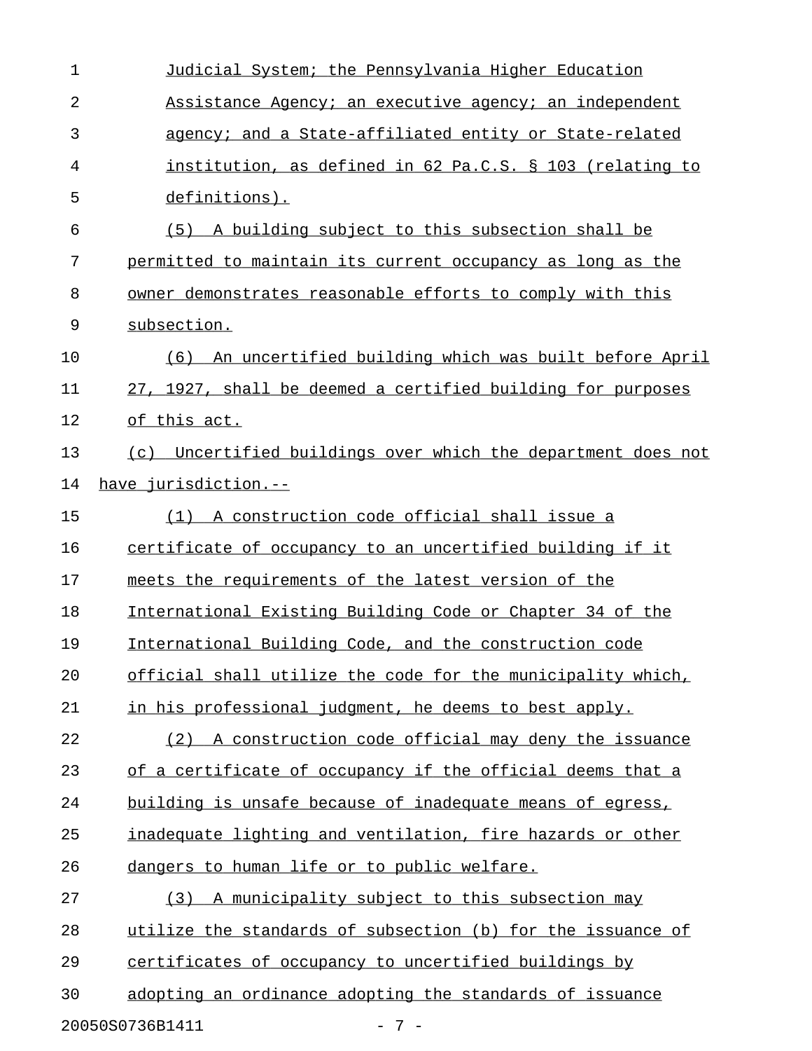Judicial System; the Pennsylvania Higher Education Assistance Agency; an executive agency; an independent agency; and a State-affiliated entity or State-related institution, as defined in 62 Pa.C.S. § 103 (relating to definitions).

(5) A building subject to this subsection shall be permitted to maintain its current occupancy as long as the owner demonstrates reasonable efforts to comply with this subsection.

(6) An uncertified building which was built before April 27, 1927, shall be deemed a certified building for purposes of this act.

(c) Uncertified buildings over which the department does not have jurisdiction.--

(1) A construction code official shall issue a certificate of occupancy to an uncertified building if it meets the requirements of the latest version of the International Existing Building Code or Chapter 34 of the International Building Code, and the construction code official shall utilize the code for the municipality which, in his professional judgment, he deems to best apply.

(2) A construction code official may deny the issuance of a certificate of occupancy if the official deems that a building is unsafe because of inadequate means of egress, inadequate lighting and ventilation, fire hazards or other dangers to human life or to public welfare.

(3) A municipality subject to this subsection may utilize the standards of subsection (b) for the issuance of certificates of occupancy to uncertified buildings by adopting an ordinance adopting the standards of issuance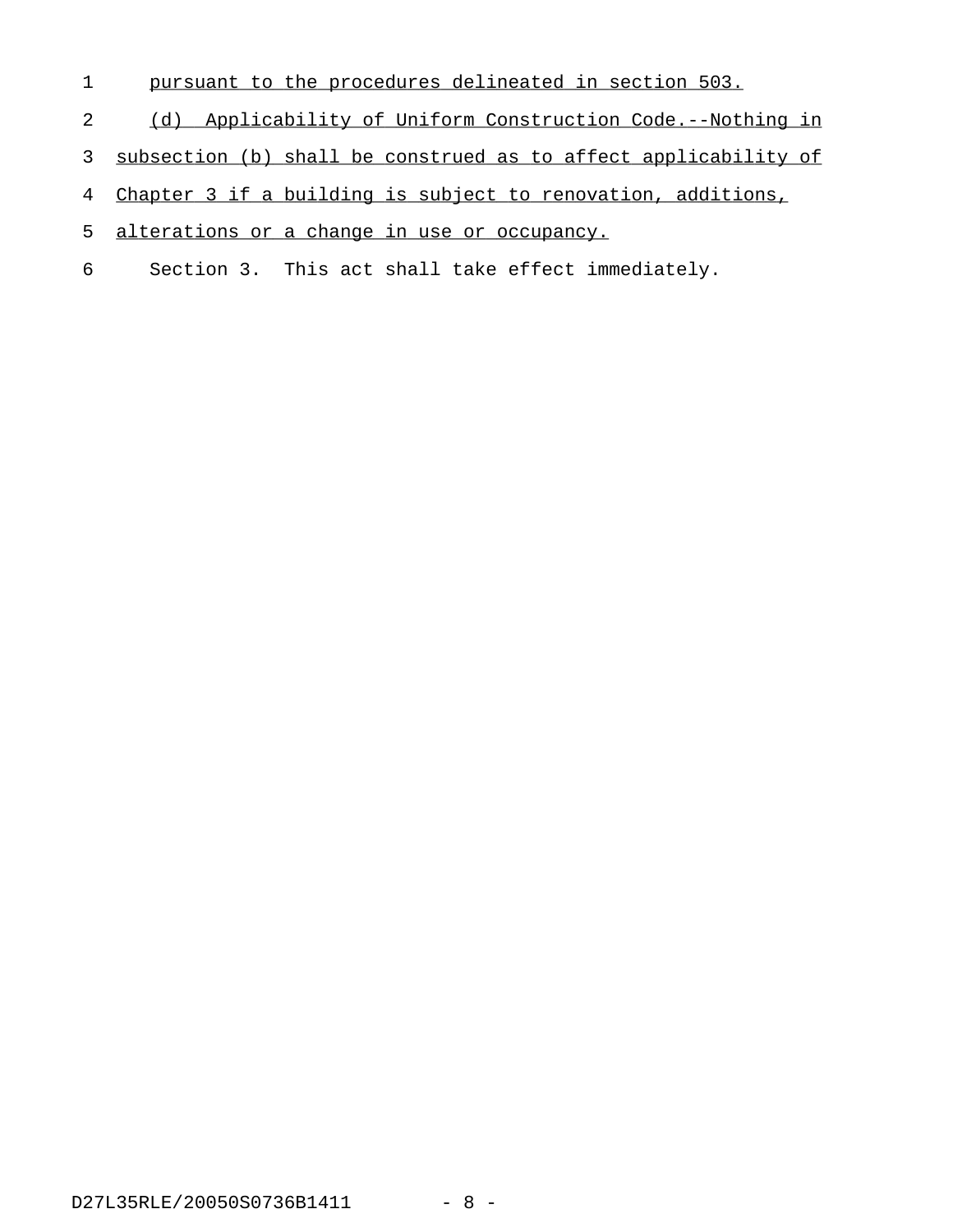pursuant to the procedures delineated in section 503.

(d) Applicability of Uniform Construction Code.--Nothing in subsection (b) shall be construed as to affect applicability of Chapter 3 if a building is subject to renovation, additions, alterations or a change in use or occupancy.

Section 3. This act shall take effect immediately.